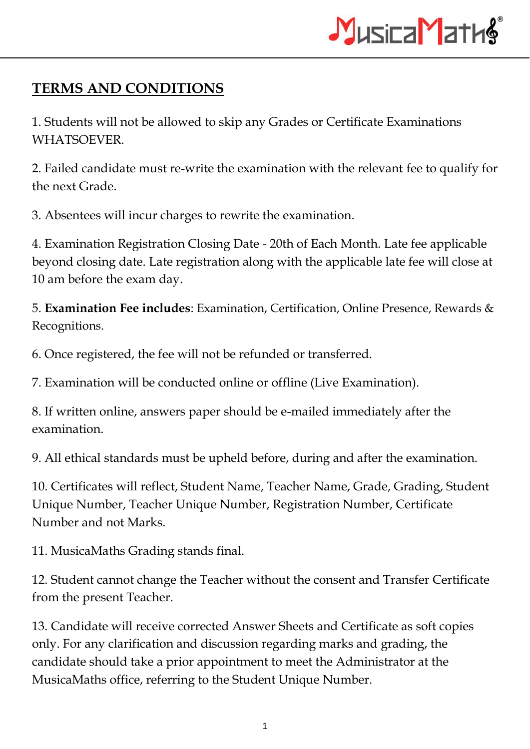# TERMS AND CONDITIONS

1. Students will not be allowed to skip any Grades or Certificate Examinations WHATSOEVER.

2. Failed candidate must re-write the examination with the relevant fee to qualify for the next Grade.

3. Absentees will incur charges to rewrite the examination.

4. Examination Registration Closing Date - 20th of Each Month. Late fee applicable beyond closing date. Late registration along with the applicable late fee will close at 10 am before the exam day.

5. **Examination Fee includes**: Examination, Certification, Online Presence, Rewards & Recognitions.

6. Once registered, the fee will not be refunded or transferred.

7. Examination will be conducted online or offline (Live Examination).

8. If written online, answers paper should be e-mailed immediately after the examination.

9. All ethical standards must be upheld before, during and after the examination.

10. Certificates will reflect, Student Name, Teacher Name, Grade, Grading, Student Unique Number, Teacher Unique Number, Registration Number, Certificate Number and not Marks.

11. MusicaMaths Grading stands final.

12. Student cannot change the Teacher without the consent and Transfer Certificate from the present Teacher.

13. Candidate will receive corrected Answer Sheets and Certificate as soft copies only. For any clarification and discussion regarding marks and grading, the candidate should take a prior appointment to meet the Administrator at the MusicaMaths office, referring to the Student Unique Number.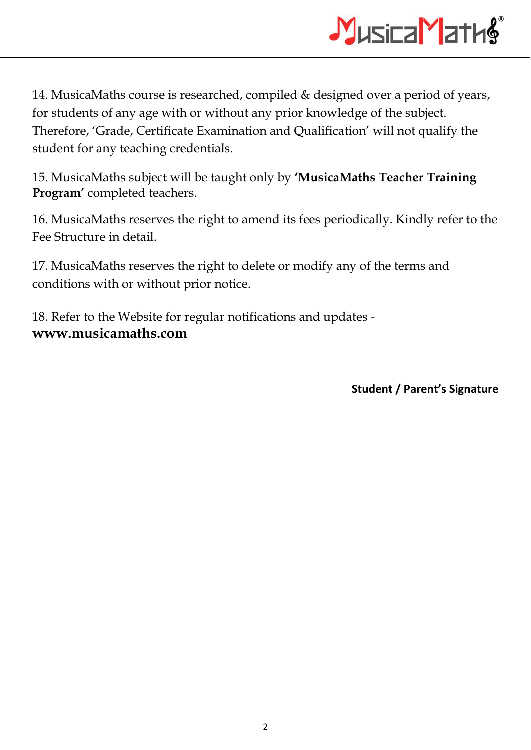14. MusicaMaths course is researched, compiled & designed over a period of years, for students of any age with or without any prior knowledge of the subject. Therefore, 'Grade, Certificate Examination and Qualification' will not qualify the student for any teaching credentials.

15. MusicaMaths subject will be taught only by **'MusicaMaths Teacher Training Program'** completed teachers.

16. MusicaMaths reserves the right to amend its fees periodically. Kindly refer to the Fee Structure in detail.

17. MusicaMaths reserves the right to delete or modify any of the terms and conditions with or without prior notice.

18. Refer to the Website for regular notifications and updates - **www.musicamaths.com**

**Student / Parent's Signature**